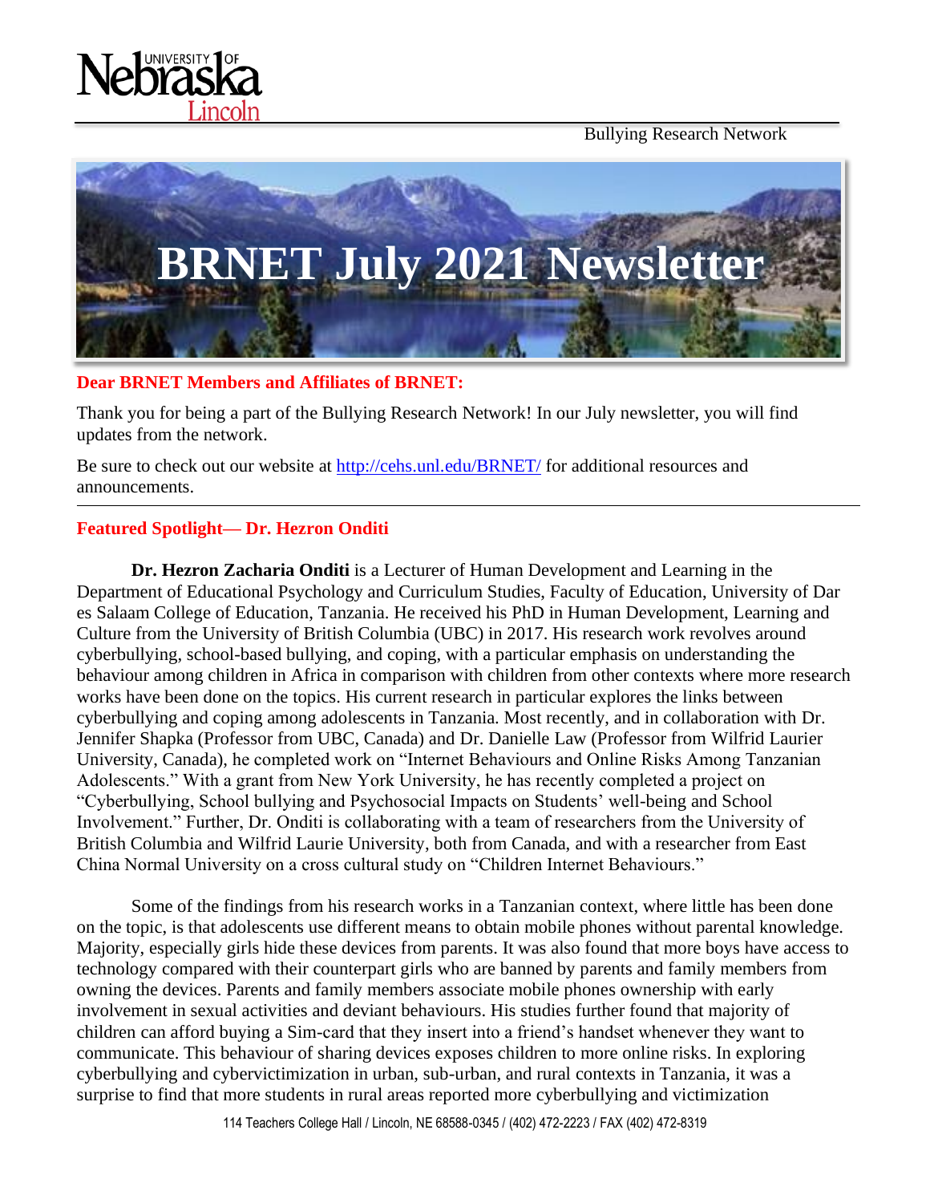Bullying Research Network

# BRNET July 2021 Newsletter

**Dear BRNET Members and Affiliates of BRNET:**

Thank you for being a part of the Bullying Research Network! In our July newsletter, you will find updates from the network.

Be sure to check out our website at http://cehs.unl.edu/BRNET/ for additional resources and announcements.

---

## Featured Spotlight— Dr. Hezron Onditi

**Dr. Hezron Zacharia Onditi** is a Lecturer of Human Development and Learning in the Department of Educational Psychology and Curriculum Studies, Faculty of Education, University of Dar es Salaam College of Education, Tanzania. He received his PhD in Human Development, Learning and Culture from the University of British Columbia (UBC) in 2017. His research work revolves around cyberbullying, school-based bullying, and coping, with a particular emphasis on understanding the behaviour among children in Africa in comparison with children from other contexts where more research works have been done on the topics. His current research in particular explores the links between cyberbullying and coping among adolescents in Tanzania. Most recently, and in collaboration with Dr. Jennifer Shapka (Professor from UBC, Canada) and Dr. Danielle Law (Professor from Wilfrid Laurier University, Canada), he completed work on "Internet Behaviours and Online Risks Among Tanzanian Adolescents." With a grant from New York University, he has recently completed a project on "Cyberbullying, School bullying and Psychosocial Impacts on Students' well-being and School Involvement." Further, Dr. Onditi is collaborating with a team of researchers from the University of British Columbia and Wilfrid Laurie University, both from Canada, and with a researcher from East China Normal University on a cross cultural study on "Children Internet Behaviours."

Some of the findings from his research works in a Tanzanian context, where little has been done on the topic, is that adolescents use different means to obtain mobile phones without parental knowledge. Majority, especially girls hide these devices from parents. It was also found that more boys have access to technology compared with their counterpart girls who are banned by parents and family members from owning the devices. Parents and family members associate mobile phones ownership with early involvement in sexual activities and deviant behaviours. His studies further found that majority of children can afford buying a Sim-card that they insert into a friend's handset whenever they want to communicate. This behaviour of sharing devices exposes children to more online risks. In exploring cyberbullying and cybervictimization in urban, sub-urban, and rural contexts in Tanzania, it was a surprise to find that more students in rural areas reported more cyberbullying and victimization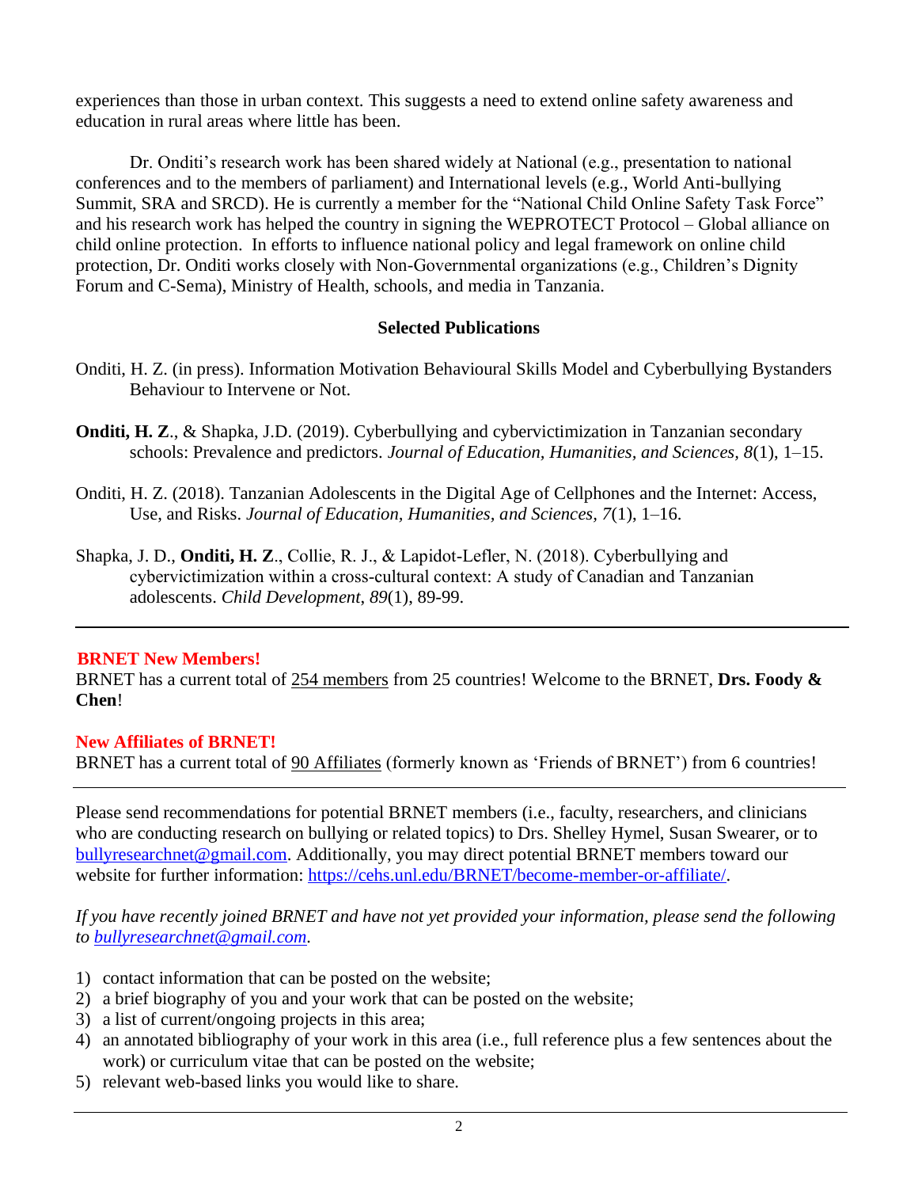experiences than those in urban context. This suggests a need to extend online safety awareness and education in rural areas where little has been.

Dr. Onditi's research work has been shared widely at National (e.g., presentation to national conferences and to the members of parliament) and International levels (e.g., World Anti-bullying Summit, SRA and SRCD). He is currently a member for the "National Child Online Safety Task Force" and his research work has helped the country in signing the WEPROTECT Protocol – Global alliance on child online protection. In efforts to influence national policy and legal framework on online child protection, Dr. Onditi works closely with Non-Governmental organizations (e.g., Children's Dignity Forum and C-Sema), Ministry of Health, schools, and media in Tanzania.

**Selected Publications**

Onditi, H. Z. (in press). Information Motivation Behavioural Skills Model and Cyberbullying Bystanders Behaviour to Intervene or Not.

**Onditi, H. Z**., & Shapka, J.D. (2019). Cyberbullying and cybervictimization in Tanzanian secondary schools: Prevalence and predictors. *Journal of Education, Humanities, and Sciences, 8*(1), 1–15.

Onditi, H. Z. (2018). Tanzanian Adolescents in the Digital Age of Cellphones and the Internet: Access, Use, and Risks. *Journal of Education, Humanities, and Sciences, 7*(1), 1–16.

Shapka, J. D., **Onditi, H. Z**., Collie, R. J., & Lapidot-Lefler, N. (2018). Cyberbullying and cybervictimization within a cross-cultural context: A study of Canadian and Tanzanian adolescents. *Child Development, 89*(1), 89-99.

---

**BRNET New Members!**

BRNET has a current total of 254 members from 25 countries! Welcome to the BRNET, **Drs. Foody & Chen**!

**New Affiliates of BRNET!**

BRNET has a current total of 90 Affiliates (formerly known as 'Friends of BRNET') from 6 countries!

---

Please send recommendations for potential BRNET members (i.e., faculty, researchers, and clinicians who are conducting research on bullying or related topics) to Drs. Shelley Hymel, Susan Swearer, or to bullyresearchnet@gmail.com. Additionally, you may direct potential BRNET members toward our website for further information: https://cehs.unl.edu/BRNET/become-member-or-affiliate/.

*If you have recently joined BRNET and have not yet provided your information, please send the following to bullyresearchnet@gmail.com.*

1) contact information that can be posted on the website;
2) a brief biography of you and your work that can be posted on the website;
3) a list of current/ongoing projects in this area;
4) an annotated bibliography of your work in this area (i.e., full reference plus a few sentences about the work) or curriculum vitae that can be posted on the website;
5) relevant web-based links you would like to share.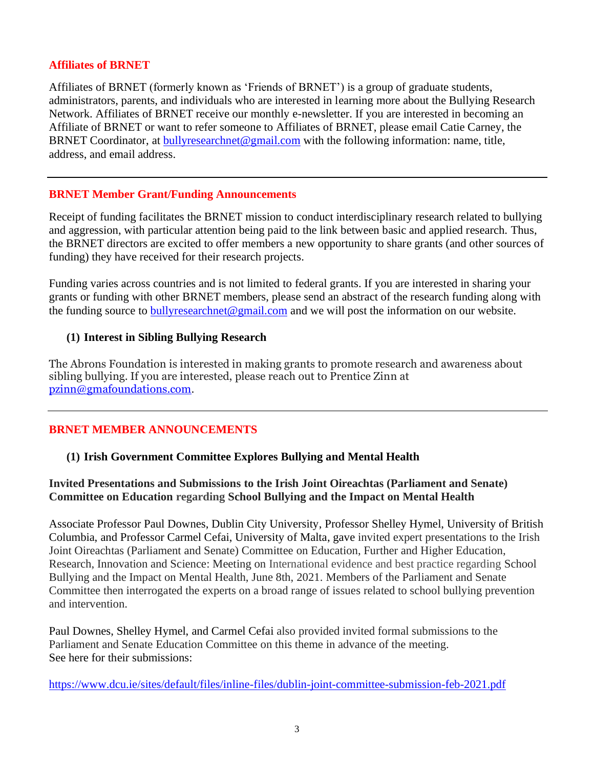## Affiliates of BRNET

Affiliates of BRNET (formerly known as 'Friends of BRNET') is a group of graduate students, administrators, parents, and individuals who are interested in learning more about the Bullying Research Network. Affiliates of BRNET receive our monthly e-newsletter. If you are interested in becoming an Affiliate of BRNET or want to refer someone to Affiliates of BRNET, please email Catie Carney, the BRNET Coordinator, at bullyresearchnet@gmail.com with the following information: name, title, address, and email address.

---

## BRNET Member Grant/Funding Announcements

Receipt of funding facilitates the BRNET mission to conduct interdisciplinary research related to bullying and aggression, with particular attention being paid to the link between basic and applied research. Thus, the BRNET directors are excited to offer members a new opportunity to share grants (and other sources of funding) they have received for their research projects.

Funding varies across countries and is not limited to federal grants. If you are interested in sharing your grants or funding with other BRNET members, please send an abstract of the research funding along with the funding source to bullyresearchnet@gmail.com and we will post the information on our website.

### (1) Interest in Sibling Bullying Research

The Abrons Foundation is interested in making grants to promote research and awareness about sibling bullying. If you are interested, please reach out to Prentice Zinn at pzinn@gmafoundations.com.

---

## BRNET MEMBER ANNOUNCEMENTS

### (1) Irish Government Committee Explores Bullying and Mental Health

**Invited Presentations and Submissions to the Irish Joint Oireachtas (Parliament and Senate) Committee on Education regarding School Bullying and the Impact on Mental Health**

Associate Professor Paul Downes, Dublin City University, Professor Shelley Hymel, University of British Columbia, and Professor Carmel Cefai, University of Malta, gave invited expert presentations to the Irish Joint Oireachtas (Parliament and Senate) Committee on Education, Further and Higher Education, Research, Innovation and Science: Meeting on International evidence and best practice regarding School Bullying and the Impact on Mental Health, June 8th, 2021. Members of the Parliament and Senate Committee then interrogated the experts on a broad range of issues related to school bullying prevention and intervention.

Paul Downes, Shelley Hymel, and Carmel Cefai also provided invited formal submissions to the Parliament and Senate Education Committee on this theme in advance of the meeting.
See here for their submissions:

https://www.dcu.ie/sites/default/files/inline-files/dublin-joint-committee-submission-feb-2021.pdf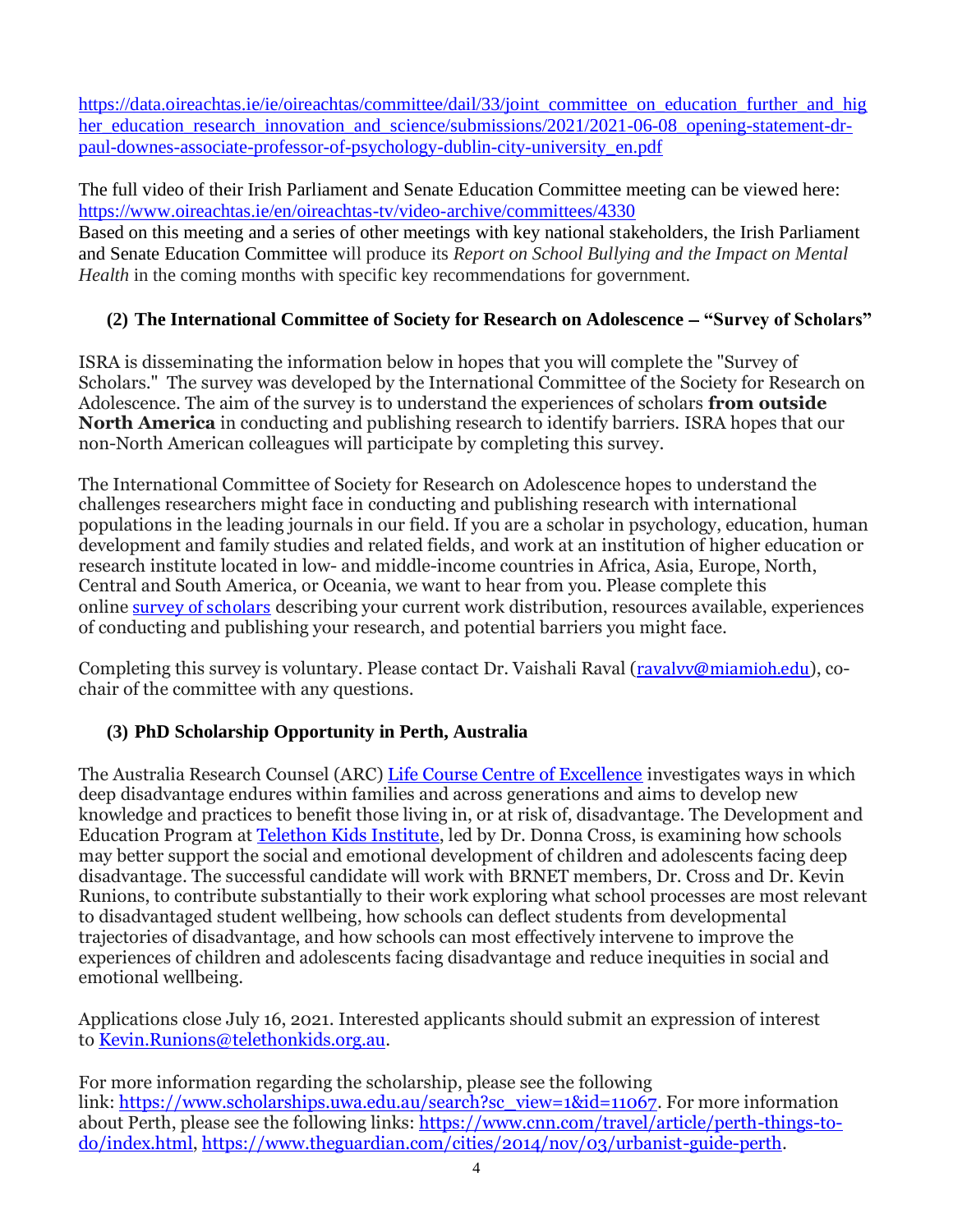https://data.oireachtas.ie/ie/oireachtas/committee/dail/33/joint_committee_on_education_further_and_higher_education_research_innovation_and_science/submissions/2021/2021-06-08_opening-statement-dr-paul-downes-associate-professor-of-psychology-dublin-city-university_en.pdf

The full video of their Irish Parliament and Senate Education Committee meeting can be viewed here: https://www.oireachtas.ie/en/oireachtas-tv/video-archive/committees/4330
Based on this meeting and a series of other meetings with key national stakeholders, the Irish Parliament and Senate Education Committee will produce its *Report on School Bullying and the Impact on Mental Health* in the coming months with specific key recommendations for government.

### (2) The International Committee of Society for Research on Adolescence – "Survey of Scholars"

ISRA is disseminating the information below in hopes that you will complete the "Survey of Scholars." The survey was developed by the International Committee of the Society for Research on Adolescence. The aim of the survey is to understand the experiences of scholars **from outside North America** in conducting and publishing research to identify barriers. ISRA hopes that our non-North American colleagues will participate by completing this survey.

The International Committee of Society for Research on Adolescence hopes to understand the challenges researchers might face in conducting and publishing research with international populations in the leading journals in our field. If you are a scholar in psychology, education, human development and family studies and related fields, and work at an institution of higher education or research institute located in low- and middle-income countries in Africa, Asia, Europe, North, Central and South America, or Oceania, we want to hear from you. Please complete this online survey of scholars describing your current work distribution, resources available, experiences of conducting and publishing your research, and potential barriers you might face.

Completing this survey is voluntary. Please contact Dr. Vaishali Raval (ravalvv@miamioh.edu), co-chair of the committee with any questions.

### (3) PhD Scholarship Opportunity in Perth, Australia

The Australia Research Counsel (ARC) Life Course Centre of Excellence investigates ways in which deep disadvantage endures within families and across generations and aims to develop new knowledge and practices to benefit those living in, or at risk of, disadvantage. The Development and Education Program at Telethon Kids Institute, led by Dr. Donna Cross, is examining how schools may better support the social and emotional development of children and adolescents facing deep disadvantage. The successful candidate will work with BRNET members, Dr. Cross and Dr. Kevin Runions, to contribute substantially to their work exploring what school processes are most relevant to disadvantaged student wellbeing, how schools can deflect students from developmental trajectories of disadvantage, and how schools can most effectively intervene to improve the experiences of children and adolescents facing disadvantage and reduce inequities in social and emotional wellbeing.

Applications close July 16, 2021. Interested applicants should submit an expression of interest to Kevin.Runions@telethonkids.org.au.

For more information regarding the scholarship, please see the following link: https://www.scholarships.uwa.edu.au/search?sc_view=1&id=11067. For more information about Perth, please see the following links: https://www.cnn.com/travel/article/perth-things-to-do/index.html, https://www.theguardian.com/cities/2014/nov/03/urbanist-guide-perth.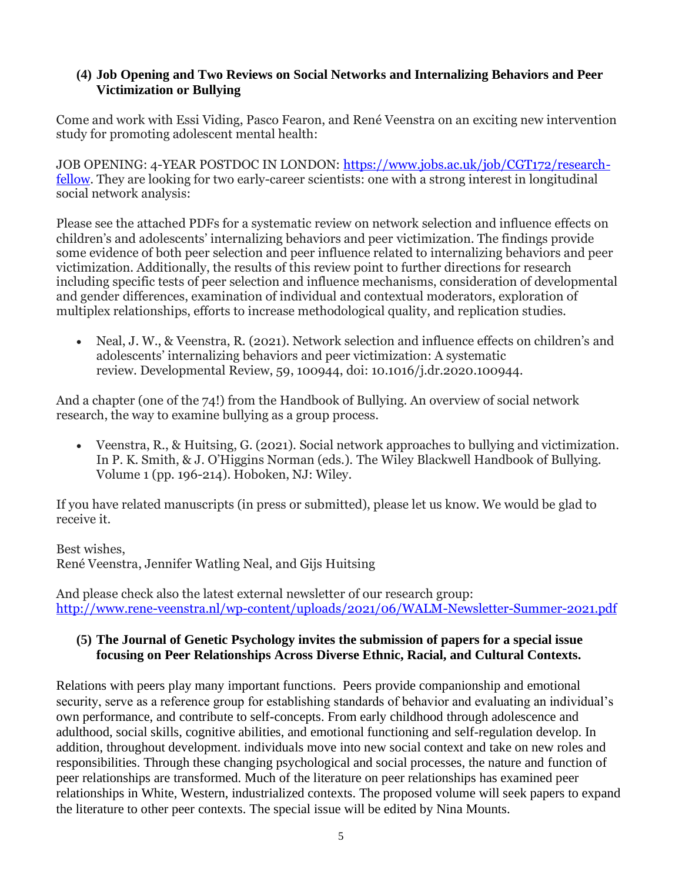### (4) Job Opening and Two Reviews on Social Networks and Internalizing Behaviors and Peer Victimization or Bullying

Come and work with Essi Viding, Pasco Fearon, and René Veenstra on an exciting new intervention study for promoting adolescent mental health:

JOB OPENING: 4-YEAR POSTDOC IN LONDON: [https://www.jobs.ac.uk/job/CGT172/research-fellow](https://www.jobs.ac.uk/job/CGT172/research-fellow). They are looking for two early-career scientists: one with a strong interest in longitudinal social network analysis:

Please see the attached PDFs for a systematic review on network selection and influence effects on children's and adolescents' internalizing behaviors and peer victimization. The findings provide some evidence of both peer selection and peer influence related to internalizing behaviors and peer victimization. Additionally, the results of this review point to further directions for research including specific tests of peer selection and influence mechanisms, consideration of developmental and gender differences, examination of individual and contextual moderators, exploration of multiplex relationships, efforts to increase methodological quality, and replication studies.

- Neal, J. W., & Veenstra, R. (2021). Network selection and influence effects on children's and adolescents' internalizing behaviors and peer victimization: A systematic review. Developmental Review, 59, 100944, doi: 10.1016/j.dr.2020.100944.

And a chapter (one of the 74!) from the Handbook of Bullying. An overview of social network research, the way to examine bullying as a group process.

- Veenstra, R., & Huitsing, G. (2021). Social network approaches to bullying and victimization. In P. K. Smith, & J. O'Higgins Norman (eds.). The Wiley Blackwell Handbook of Bullying. Volume 1 (pp. 196-214). Hoboken, NJ: Wiley.

If you have related manuscripts (in press or submitted), please let us know. We would be glad to receive it.

Best wishes,
René Veenstra, Jennifer Watling Neal, and Gijs Huitsing

And please check also the latest external newsletter of our research group: [http://www.rene-veenstra.nl/wp-content/uploads/2021/06/WALM-Newsletter-Summer-2021.pdf](http://www.rene-veenstra.nl/wp-content/uploads/2021/06/WALM-Newsletter-Summer-2021.pdf)

### (5) The Journal of Genetic Psychology invites the submission of papers for a special issue focusing on Peer Relationships Across Diverse Ethnic, Racial, and Cultural Contexts.

Relations with peers play many important functions. Peers provide companionship and emotional security, serve as a reference group for establishing standards of behavior and evaluating an individual's own performance, and contribute to self-concepts. From early childhood through adolescence and adulthood, social skills, cognitive abilities, and emotional functioning and self-regulation develop. In addition, throughout development. individuals move into new social context and take on new roles and responsibilities. Through these changing psychological and social processes, the nature and function of peer relationships are transformed. Much of the literature on peer relationships has examined peer relationships in White, Western, industrialized contexts. The proposed volume will seek papers to expand the literature to other peer contexts. The special issue will be edited by Nina Mounts.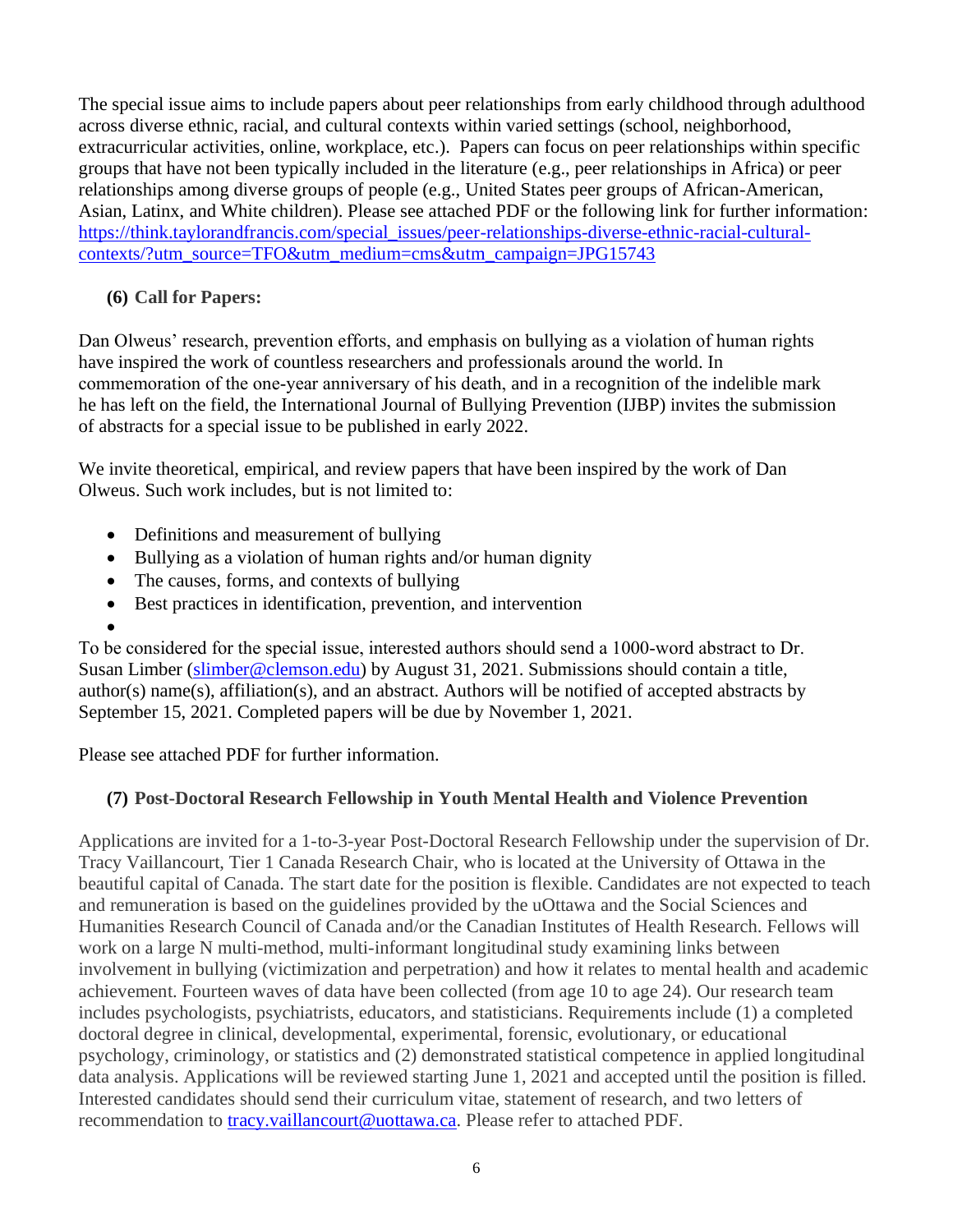The special issue aims to include papers about peer relationships from early childhood through adulthood across diverse ethnic, racial, and cultural contexts within varied settings (school, neighborhood, extracurricular activities, online, workplace, etc.). Papers can focus on peer relationships within specific groups that have not been typically included in the literature (e.g., peer relationships in Africa) or peer relationships among diverse groups of people (e.g., United States peer groups of African-American, Asian, Latinx, and White children). Please see attached PDF or the following link for further information: [https://think.taylorandfrancis.com/special_issues/peer-relationships-diverse-ethnic-racial-cultural-contexts/?utm_source=TFO&utm_medium=cms&utm_campaign=JPG15743](https://think.taylorandfrancis.com/special_issues/peer-relationships-diverse-ethnic-racial-cultural-contexts/?utm_source=TFO&utm_medium=cms&utm_campaign=JPG15743)

### (6) Call for Papers:

Dan Olweus' research, prevention efforts, and emphasis on bullying as a violation of human rights have inspired the work of countless researchers and professionals around the world. In commemoration of the one-year anniversary of his death, and in a recognition of the indelible mark he has left on the field, the International Journal of Bullying Prevention (IJBP) invites the submission of abstracts for a special issue to be published in early 2022.

We invite theoretical, empirical, and review papers that have been inspired by the work of Dan Olweus. Such work includes, but is not limited to:

- Definitions and measurement of bullying
- Bullying as a violation of human rights and/or human dignity
- The causes, forms, and contexts of bullying
- Best practices in identification, prevention, and intervention

To be considered for the special issue, interested authors should send a 1000-word abstract to Dr. Susan Limber ([slimber@clemson.edu](mailto:slimber@clemson.edu)) by August 31, 2021. Submissions should contain a title, author(s) name(s), affiliation(s), and an abstract. Authors will be notified of accepted abstracts by September 15, 2021. Completed papers will be due by November 1, 2021.

Please see attached PDF for further information.

### (7) Post-Doctoral Research Fellowship in Youth Mental Health and Violence Prevention

Applications are invited for a 1-to-3-year Post-Doctoral Research Fellowship under the supervision of Dr. Tracy Vaillancourt, Tier 1 Canada Research Chair, who is located at the University of Ottawa in the beautiful capital of Canada. The start date for the position is flexible. Candidates are not expected to teach and remuneration is based on the guidelines provided by the uOttawa and the Social Sciences and Humanities Research Council of Canada and/or the Canadian Institutes of Health Research. Fellows will work on a large N multi-method, multi-informant longitudinal study examining links between involvement in bullying (victimization and perpetration) and how it relates to mental health and academic achievement. Fourteen waves of data have been collected (from age 10 to age 24). Our research team includes psychologists, psychiatrists, educators, and statisticians. Requirements include (1) a completed doctoral degree in clinical, developmental, experimental, forensic, evolutionary, or educational psychology, criminology, or statistics and (2) demonstrated statistical competence in applied longitudinal data analysis. Applications will be reviewed starting June 1, 2021 and accepted until the position is filled. Interested candidates should send their curriculum vitae, statement of research, and two letters of recommendation to [tracy.vaillancourt@uottawa.ca](mailto:tracy.vaillancourt@uottawa.ca). Please refer to attached PDF.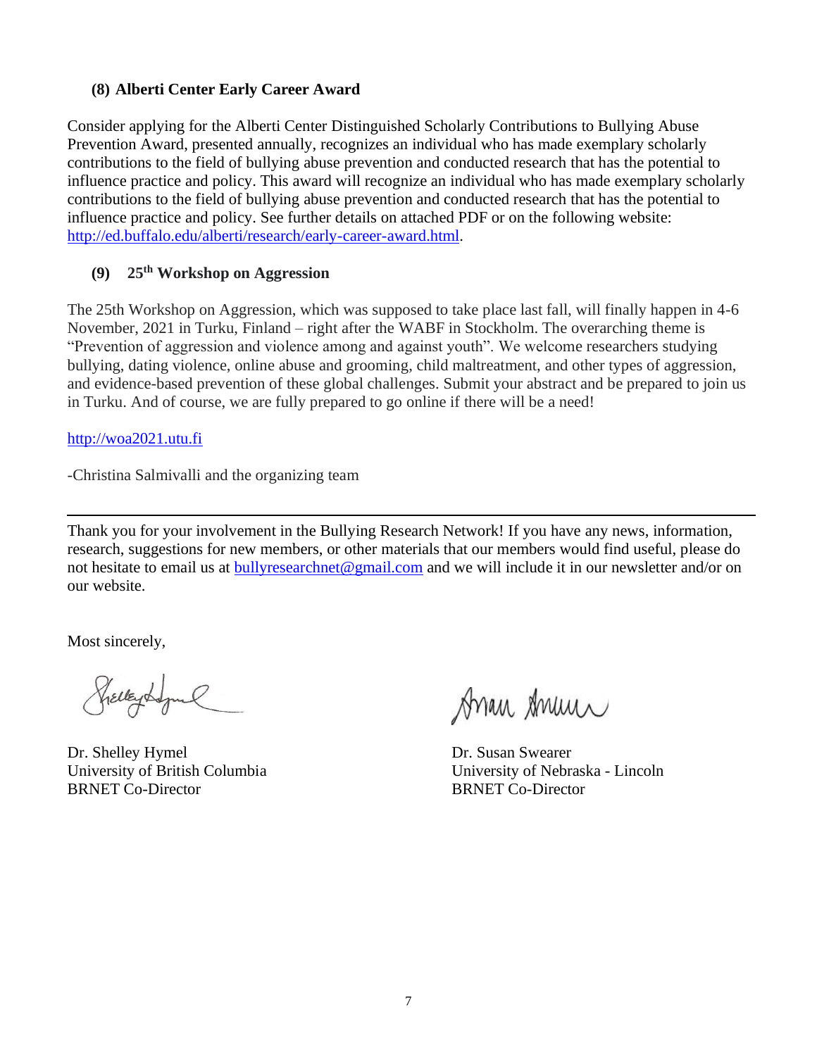**(8) Alberti Center Early Career Award**

Consider applying for the Alberti Center Distinguished Scholarly Contributions to Bullying Abuse Prevention Award, presented annually, recognizes an individual who has made exemplary scholarly contributions to the field of bullying abuse prevention and conducted research that has the potential to influence practice and policy. This award will recognize an individual who has made exemplary scholarly contributions to the field of bullying abuse prevention and conducted research that has the potential to influence practice and policy. See further details on attached PDF or on the following website: http://ed.buffalo.edu/alberti/research/early-career-award.html.

**(9) 25th Workshop on Aggression**

The 25th Workshop on Aggression, which was supposed to take place last fall, will finally happen in 4-6 November, 2021 in Turku, Finland – right after the WABF in Stockholm. The overarching theme is "Prevention of aggression and violence among and against youth". We welcome researchers studying bullying, dating violence, online abuse and grooming, child maltreatment, and other types of aggression, and evidence-based prevention of these global challenges. Submit your abstract and be prepared to join us in Turku. And of course, we are fully prepared to go online if there will be a need!

http://woa2021.utu.fi

-Christina Salmivalli and the organizing team

---

Thank you for your involvement in the Bullying Research Network! If you have any news, information, research, suggestions for new members, or other materials that our members would find useful, please do not hesitate to email us at bullyresearchnet@gmail.com and we will include it in our newsletter and/or on our website.

Most sincerely,

Dr. Shelley Hymel
University of British Columbia
BRNET Co-Director

Dr. Susan Swearer
University of Nebraska - Lincoln
BRNET Co-Director